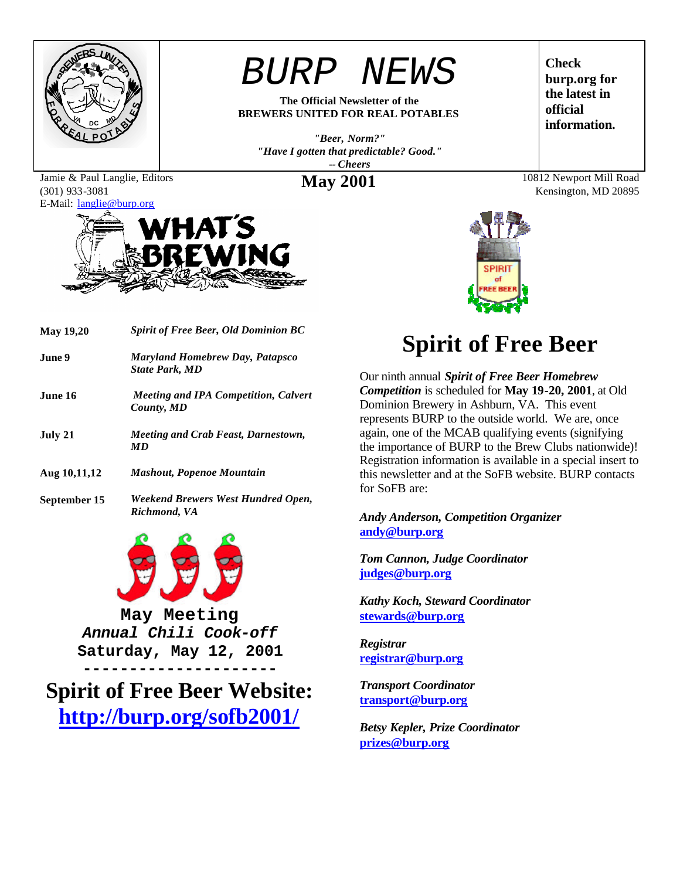# BURP NEWS

**The Official Newsletter of the BREWERS UNITED FOR REAL POTABLES**

*"Beer, Norm?"*
*"Have I gotten that predictable? Good."*
*-- Cheers*

**Check burp.org for the latest in official information.**

Jamie & Paul Langlie, Editors
(301) 933-3081
E-Mail: langlie@burp.org

**May 2001**

10812 Newport Mill Road
Kensington, MD 20895

## WHAT'S BREWING

| | |
|---|---|
| **May 19,20** | ***Spirit of Free Beer, Old Dominion BC*** |
| **June 9** | ***Maryland Homebrew Day, Patapsco State Park, MD*** |
| **June 16** | ***Meeting and IPA Competition, Calvert County, MD*** |
| **July 21** | ***Meeting and Crab Feast, Darnestown, MD*** |
| **Aug 10,11,12** | ***Mashout, Popenoe Mountain*** |
| **September 15** | ***Weekend Brewers West Hundred Open, Richmond, VA*** |

**May Meeting**
***Annual Chili Cook-off***
**Saturday, May 12, 2001**

---

## Spirit of Free Beer Website:
## http://burp.org/sofb2001/

# Spirit of Free Beer

Our ninth annual ***Spirit of Free Beer Homebrew Competition*** is scheduled for **May 19-20, 2001**, at Old Dominion Brewery in Ashburn, VA. This event represents BURP to the outside world. We are, once again, one of the MCAB qualifying events (signifying the importance of BURP to the Brew Clubs nationwide)! Registration information is available in a special insert to this newsletter and at the SoFB website. BURP contacts for SoFB are:

*Andy Anderson, Competition Organizer*
**andy@burp.org**

*Tom Cannon, Judge Coordinator*
**judges@burp.org**

*Kathy Koch, Steward Coordinator*
**stewards@burp.org**

*Registrar*
**registrar@burp.org**

*Transport Coordinator*
**transport@burp.org**

*Betsy Kepler, Prize Coordinator*
**prizes@burp.org**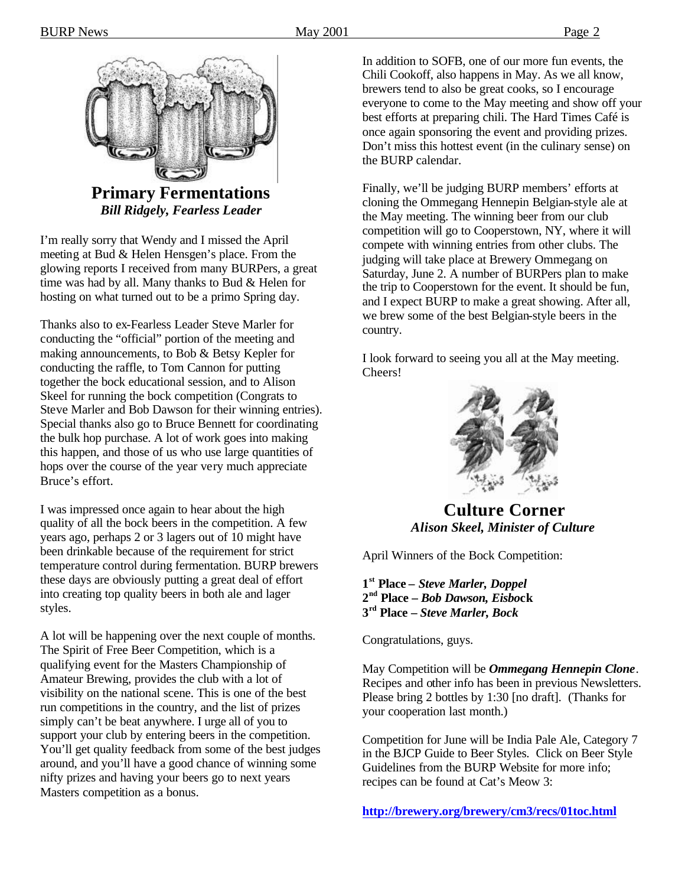## Primary Fermentations

***Bill Ridgely, Fearless Leader***

I'm really sorry that Wendy and I missed the April meeting at Bud & Helen Hensgen's place. From the glowing reports I received from many BURPers, a great time was had by all. Many thanks to Bud & Helen for hosting on what turned out to be a primo Spring day.

Thanks also to ex-Fearless Leader Steve Marler for conducting the "official" portion of the meeting and making announcements, to Bob & Betsy Kepler for conducting the raffle, to Tom Cannon for putting together the bock educational session, and to Alison Skeel for running the bock competition (Congrats to Steve Marler and Bob Dawson for their winning entries). Special thanks also go to Bruce Bennett for coordinating the bulk hop purchase. A lot of work goes into making this happen, and those of us who use large quantities of hops over the course of the year very much appreciate Bruce's effort.

I was impressed once again to hear about the high quality of all the bock beers in the competition. A few years ago, perhaps 2 or 3 lagers out of 10 might have been drinkable because of the requirement for strict temperature control during fermentation. BURP brewers these days are obviously putting a great deal of effort into creating top quality beers in both ale and lager styles.

A lot will be happening over the next couple of months. The Spirit of Free Beer Competition, which is a qualifying event for the Masters Championship of Amateur Brewing, provides the club with a lot of visibility on the national scene. This is one of the best run competitions in the country, and the list of prizes simply can't be beat anywhere. I urge all of you to support your club by entering beers in the competition. You'll get quality feedback from some of the best judges around, and you'll have a good chance of winning some nifty prizes and having your beers go to next years Masters competition as a bonus.

In addition to SOFB, one of our more fun events, the Chili Cookoff, also happens in May. As we all know, brewers tend to also be great cooks, so I encourage everyone to come to the May meeting and show off your best efforts at preparing chili. The Hard Times Café is once again sponsoring the event and providing prizes. Don't miss this hottest event (in the culinary sense) on the BURP calendar.

Finally, we'll be judging BURP members' efforts at cloning the Ommegang Hennepin Belgian-style ale at the May meeting. The winning beer from our club competition will go to Cooperstown, NY, where it will compete with winning entries from other clubs. The judging will take place at Brewery Ommegang on Saturday, June 2. A number of BURPers plan to make the trip to Cooperstown for the event. It should be fun, and I expect BURP to make a great showing. After all, we brew some of the best Belgian-style beers in the country.

I look forward to seeing you all at the May meeting. Cheers!

## Culture Corner

***Alison Skeel, Minister of Culture***

April Winners of the Bock Competition:

**1st Place –** ***Steve Marler, Doppel***
**2nd Place –** ***Bob Dawson, Eisbock***
**3rd Place –** ***Steve Marler, Bock***

Congratulations, guys.

May Competition will be ***Ommegang Hennepin Clone***. Recipes and other info has been in previous Newsletters. Please bring 2 bottles by 1:30 [no draft]. (Thanks for your cooperation last month.)

Competition for June will be India Pale Ale, Category 7 in the BJCP Guide to Beer Styles. Click on Beer Style Guidelines from the BURP Website for more info; recipes can be found at Cat's Meow 3:

**http://brewery.org/brewery/cm3/recs/01toc.html**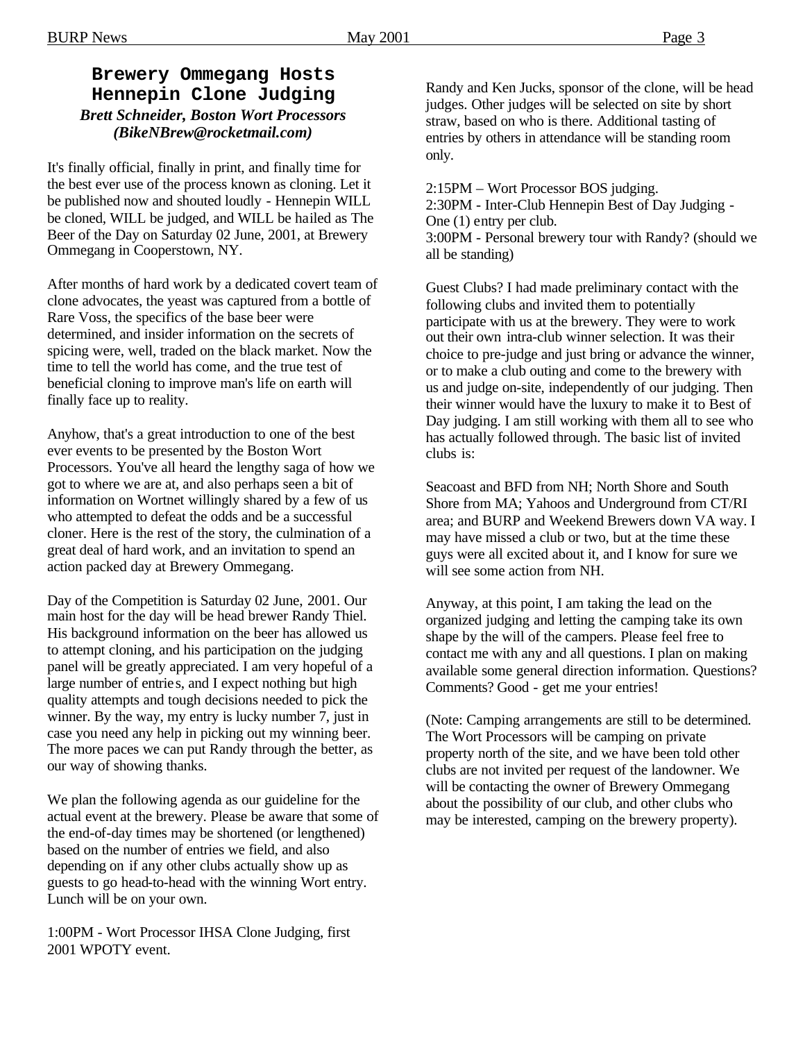## Brewery Ommegang Hosts Hennepin Clone Judging

***Brett Schneider, Boston Wort Processors (BikeNBrew@rocketmail.com)***

It's finally official, finally in print, and finally time for the best ever use of the process known as cloning. Let it be published now and shouted loudly - Hennepin WILL be cloned, WILL be judged, and WILL be hailed as The Beer of the Day on Saturday 02 June, 2001, at Brewery Ommegang in Cooperstown, NY.

After months of hard work by a dedicated covert team of clone advocates, the yeast was captured from a bottle of Rare Voss, the specifics of the base beer were determined, and insider information on the secrets of spicing were, well, traded on the black market. Now the time to tell the world has come, and the true test of beneficial cloning to improve man's life on earth will finally face up to reality.

Anyhow, that's a great introduction to one of the best ever events to be presented by the Boston Wort Processors. You've all heard the lengthy saga of how we got to where we are at, and also perhaps seen a bit of information on Wortnet willingly shared by a few of us who attempted to defeat the odds and be a successful cloner. Here is the rest of the story, the culmination of a great deal of hard work, and an invitation to spend an action packed day at Brewery Ommegang.

Day of the Competition is Saturday 02 June, 2001. Our main host for the day will be head brewer Randy Thiel. His background information on the beer has allowed us to attempt cloning, and his participation on the judging panel will be greatly appreciated. I am very hopeful of a large number of entries, and I expect nothing but high quality attempts and tough decisions needed to pick the winner. By the way, my entry is lucky number 7, just in case you need any help in picking out my winning beer. The more paces we can put Randy through the better, as our way of showing thanks.

We plan the following agenda as our guideline for the actual event at the brewery. Please be aware that some of the end-of-day times may be shortened (or lengthened) based on the number of entries we field, and also depending on if any other clubs actually show up as guests to go head-to-head with the winning Wort entry. Lunch will be on your own.

1:00PM - Wort Processor IHSA Clone Judging, first 2001 WPOTY event.

Randy and Ken Jucks, sponsor of the clone, will be head judges. Other judges will be selected on site by short straw, based on who is there. Additional tasting of entries by others in attendance will be standing room only.

2:15PM – Wort Processor BOS judging.
2:30PM - Inter-Club Hennepin Best of Day Judging - One (1) entry per club.
3:00PM - Personal brewery tour with Randy? (should we all be standing)

Guest Clubs? I had made preliminary contact with the following clubs and invited them to potentially participate with us at the brewery. They were to work out their own intra-club winner selection. It was their choice to pre-judge and just bring or advance the winner, or to make a club outing and come to the brewery with us and judge on-site, independently of our judging. Then their winner would have the luxury to make it to Best of Day judging. I am still working with them all to see who has actually followed through. The basic list of invited clubs is:

Seacoast and BFD from NH; North Shore and South Shore from MA; Yahoos and Underground from CT/RI area; and BURP and Weekend Brewers down VA way. I may have missed a club or two, but at the time these guys were all excited about it, and I know for sure we will see some action from NH.

Anyway, at this point, I am taking the lead on the organized judging and letting the camping take its own shape by the will of the campers. Please feel free to contact me with any and all questions. I plan on making available some general direction information. Questions? Comments? Good - get me your entries!

(Note: Camping arrangements are still to be determined. The Wort Processors will be camping on private property north of the site, and we have been told other clubs are not invited per request of the landowner. We will be contacting the owner of Brewery Ommegang about the possibility of our club, and other clubs who may be interested, camping on the brewery property).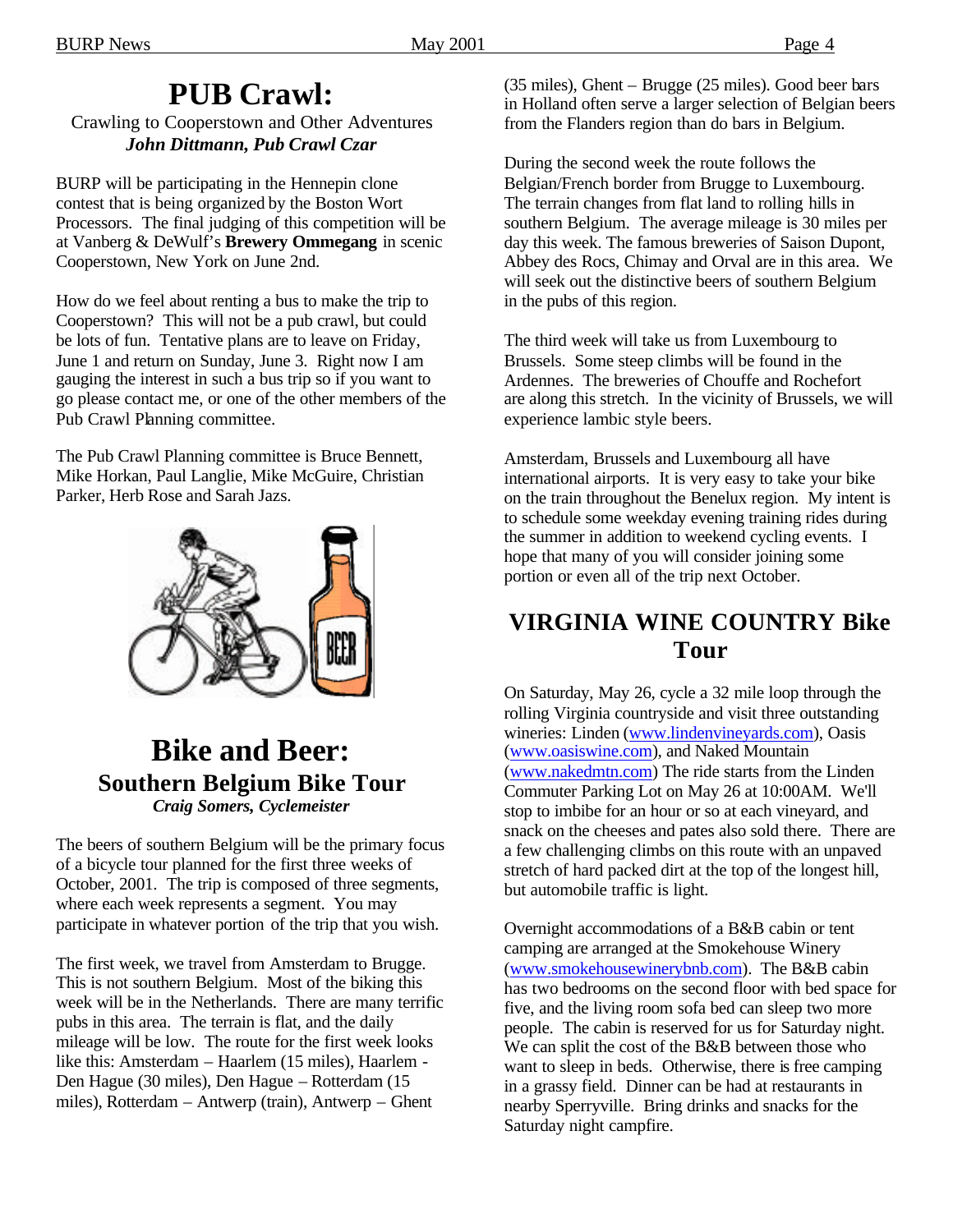# PUB Crawl:

Crawling to Cooperstown and Other Adventures

***John Dittmann, Pub Crawl Czar***

BURP will be participating in the Hennepin clone contest that is being organized by the Boston Wort Processors. The final judging of this competition will be at Vanberg & DeWulf's **Brewery Ommegang** in scenic Cooperstown, New York on June 2nd.

How do we feel about renting a bus to make the trip to Cooperstown? This will not be a pub crawl, but could be lots of fun. Tentative plans are to leave on Friday, June 1 and return on Sunday, June 3. Right now I am gauging the interest in such a bus trip so if you want to go please contact me, or one of the other members of the Pub Crawl Planning committee.

The Pub Crawl Planning committee is Bruce Bennett, Mike Horkan, Paul Langlie, Mike McGuire, Christian Parker, Herb Rose and Sarah Jazs.

# Bike and Beer:

## Southern Belgium Bike Tour

***Craig Somers, Cyclemeister***

The beers of southern Belgium will be the primary focus of a bicycle tour planned for the first three weeks of October, 2001. The trip is composed of three segments, where each week represents a segment. You may participate in whatever portion of the trip that you wish.

The first week, we travel from Amsterdam to Brugge. This is not southern Belgium. Most of the biking this week will be in the Netherlands. There are many terrific pubs in this area. The terrain is flat, and the daily mileage will be low. The route for the first week looks like this: Amsterdam – Haarlem (15 miles), Haarlem - Den Hague (30 miles), Den Hague – Rotterdam (15 miles), Rotterdam – Antwerp (train), Antwerp – Ghent (35 miles), Ghent – Brugge (25 miles). Good beer bars in Holland often serve a larger selection of Belgian beers from the Flanders region than do bars in Belgium.

During the second week the route follows the Belgian/French border from Brugge to Luxembourg. The terrain changes from flat land to rolling hills in southern Belgium. The average mileage is 30 miles per day this week. The famous breweries of Saison Dupont, Abbey des Rocs, Chimay and Orval are in this area. We will seek out the distinctive beers of southern Belgium in the pubs of this region.

The third week will take us from Luxembourg to Brussels. Some steep climbs will be found in the Ardennes. The breweries of Chouffe and Rochefort are along this stretch. In the vicinity of Brussels, we will experience lambic style beers.

Amsterdam, Brussels and Luxembourg all have international airports. It is very easy to take your bike on the train throughout the Benelux region. My intent is to schedule some weekday evening training rides during the summer in addition to weekend cycling events. I hope that many of you will consider joining some portion or even all of the trip next October.

# VIRGINIA WINE COUNTRY Bike Tour

On Saturday, May 26, cycle a 32 mile loop through the rolling Virginia countryside and visit three outstanding wineries: Linden (www.lindenvineyards.com), Oasis (www.oasiswine.com), and Naked Mountain (www.nakedmtn.com) The ride starts from the Linden Commuter Parking Lot on May 26 at 10:00AM. We'll stop to imbibe for an hour or so at each vineyard, and snack on the cheeses and pates also sold there. There are a few challenging climbs on this route with an unpaved stretch of hard packed dirt at the top of the longest hill, but automobile traffic is light.

Overnight accommodations of a B&B cabin or tent camping are arranged at the Smokehouse Winery (www.smokehousewinerybnb.com). The B&B cabin has two bedrooms on the second floor with bed space for five, and the living room sofa bed can sleep two more people. The cabin is reserved for us for Saturday night. We can split the cost of the B&B between those who want to sleep in beds. Otherwise, there is free camping in a grassy field. Dinner can be had at restaurants in nearby Sperryville. Bring drinks and snacks for the Saturday night campfire.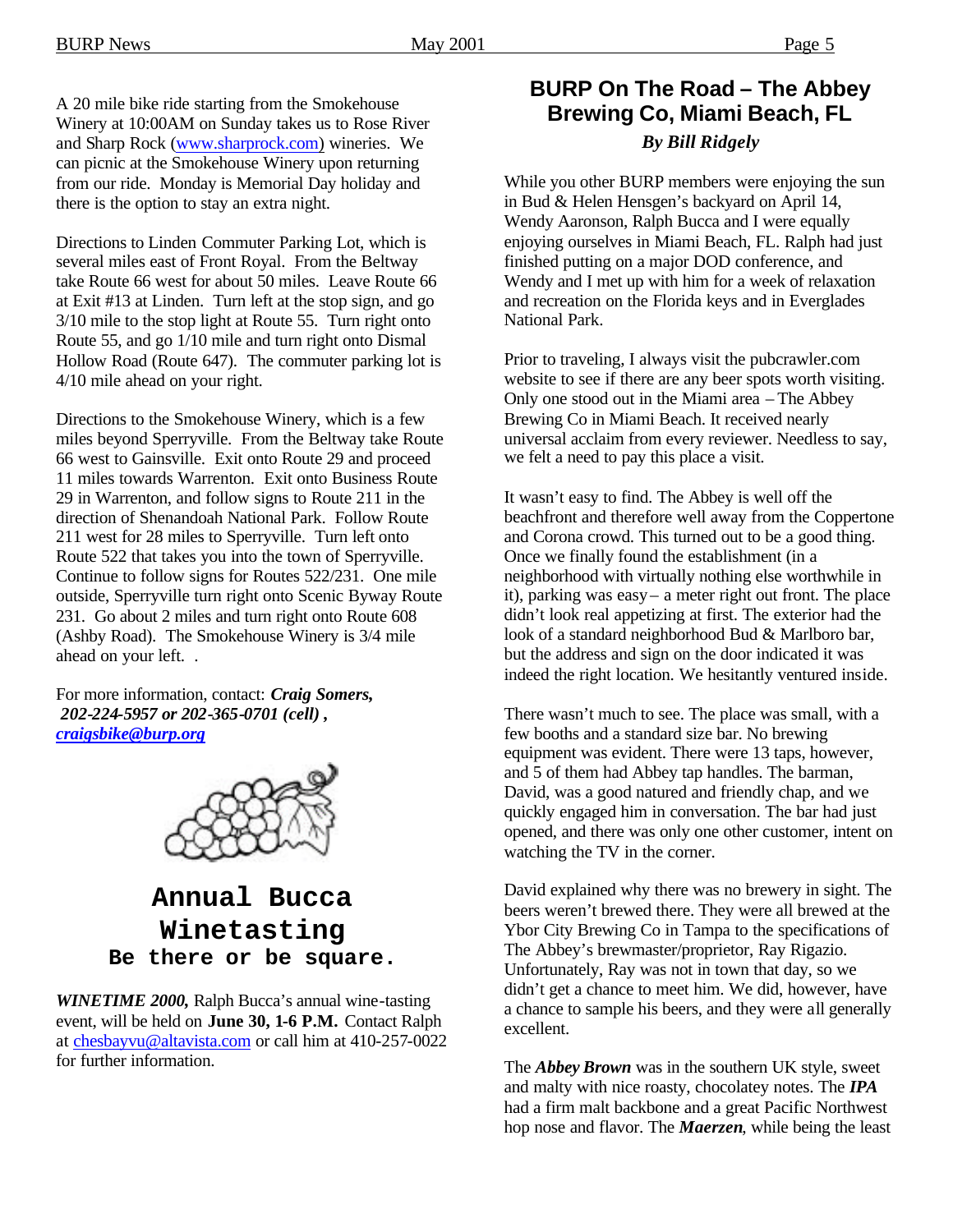A 20 mile bike ride starting from the Smokehouse Winery at 10:00AM on Sunday takes us to Rose River and Sharp Rock (www.sharprock.com) wineries. We can picnic at the Smokehouse Winery upon returning from our ride. Monday is Memorial Day holiday and there is the option to stay an extra night.

Directions to Linden Commuter Parking Lot, which is several miles east of Front Royal. From the Beltway take Route 66 west for about 50 miles. Leave Route 66 at Exit #13 at Linden. Turn left at the stop sign, and go 3/10 mile to the stop light at Route 55. Turn right onto Route 55, and go 1/10 mile and turn right onto Dismal Hollow Road (Route 647). The commuter parking lot is 4/10 mile ahead on your right.

Directions to the Smokehouse Winery, which is a few miles beyond Sperryville. From the Beltway take Route 66 west to Gainsville. Exit onto Route 29 and proceed 11 miles towards Warrenton. Exit onto Business Route 29 in Warrenton, and follow signs to Route 211 in the direction of Shenandoah National Park. Follow Route 211 west for 28 miles to Sperryville. Turn left onto Route 522 that takes you into the town of Sperryville. Continue to follow signs for Routes 522/231. One mile outside, Sperryville turn right onto Scenic Byway Route 231. Go about 2 miles and turn right onto Route 608 (Ashby Road). The Smokehouse Winery is 3/4 mile ahead on your left. .

For more information, contact: ***Craig Somers, 202-224-5957 or 202-365-0701 (cell) , craigsbike@burp.org***

# Annual Bucca Winetasting

**Be there or be square.**

***WINETIME 2000,*** Ralph Bucca's annual wine-tasting event, will be held on **June 30, 1-6 P.M.** Contact Ralph at chesbayvu@altavista.com or call him at 410-257-0022 for further information.

## BURP On The Road – The Abbey Brewing Co, Miami Beach, FL

***By Bill Ridgely***

While you other BURP members were enjoying the sun in Bud & Helen Hensgen's backyard on April 14, Wendy Aaronson, Ralph Bucca and I were equally enjoying ourselves in Miami Beach, FL. Ralph had just finished putting on a major DOD conference, and Wendy and I met up with him for a week of relaxation and recreation on the Florida keys and in Everglades National Park.

Prior to traveling, I always visit the pubcrawler.com website to see if there are any beer spots worth visiting. Only one stood out in the Miami area – The Abbey Brewing Co in Miami Beach. It received nearly universal acclaim from every reviewer. Needless to say, we felt a need to pay this place a visit.

It wasn't easy to find. The Abbey is well off the beachfront and therefore well away from the Coppertone and Corona crowd. This turned out to be a good thing. Once we finally found the establishment (in a neighborhood with virtually nothing else worthwhile in it), parking was easy – a meter right out front. The place didn't look real appetizing at first. The exterior had the look of a standard neighborhood Bud & Marlboro bar, but the address and sign on the door indicated it was indeed the right location. We hesitantly ventured inside.

There wasn't much to see. The place was small, with a few booths and a standard size bar. No brewing equipment was evident. There were 13 taps, however, and 5 of them had Abbey tap handles. The barman, David, was a good natured and friendly chap, and we quickly engaged him in conversation. The bar had just opened, and there was only one other customer, intent on watching the TV in the corner.

David explained why there was no brewery in sight. The beers weren't brewed there. They were all brewed at the Ybor City Brewing Co in Tampa to the specifications of The Abbey's brewmaster/proprietor, Ray Rigazio. Unfortunately, Ray was not in town that day, so we didn't get a chance to meet him. We did, however, have a chance to sample his beers, and they were all generally excellent.

The ***Abbey Brown*** was in the southern UK style, sweet and malty with nice roasty, chocolatey notes. The ***IPA*** had a firm malt backbone and a great Pacific Northwest hop nose and flavor. The ***Maerzen***, while being the least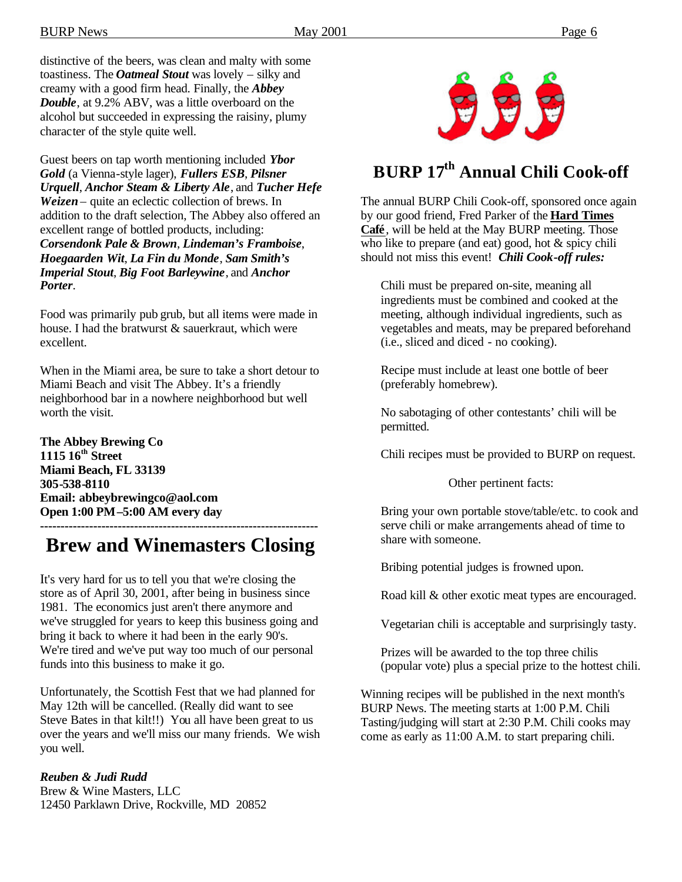distinctive of the beers, was clean and malty with some toastiness. The ***Oatmeal Stout*** was lovely – silky and creamy with a good firm head. Finally, the ***Abbey Double***, at 9.2% ABV, was a little overboard on the alcohol but succeeded in expressing the raisiny, plumy character of the style quite well.

Guest beers on tap worth mentioning included ***Ybor Gold*** (a Vienna-style lager), ***Fullers ESB***, ***Pilsner Urquell***, ***Anchor Steam & Liberty Ale***, and ***Tucher Hefe Weizen*** – quite an eclectic collection of brews. In addition to the draft selection, The Abbey also offered an excellent range of bottled products, including: ***Corsendonk Pale & Brown***, ***Lindeman's Framboise***, ***Hoegaarden Wit***, ***La Fin du Monde***, ***Sam Smith's Imperial Stout***, ***Big Foot Barleywine***, and ***Anchor Porter***.

Food was primarily pub grub, but all items were made in house. I had the bratwurst & sauerkraut, which were excellent.

When in the Miami area, be sure to take a short detour to Miami Beach and visit The Abbey. It's a friendly neighborhood bar in a nowhere neighborhood but well worth the visit.

**The Abbey Brewing Co**
**1115 16th Street**
**Miami Beach, FL 33139**
**305-538-8110**
**Email: abbeybrewingco@aol.com**
**Open 1:00 PM–5:00 AM every day**

---

# Brew and Winemasters Closing

It's very hard for us to tell you that we're closing the store as of April 30, 2001, after being in business since 1981. The economics just aren't there anymore and we've struggled for years to keep this business going and bring it back to where it had been in the early 90's. We're tired and we've put way too much of our personal funds into this business to make it go.

Unfortunately, the Scottish Fest that we had planned for May 12th will be cancelled. (Really did want to see Steve Bates in that kilt!!) You all have been great to us over the years and we'll miss our many friends. We wish you well.

***Reuben & Judi Rudd***
Brew & Wine Masters, LLC
12450 Parklawn Drive, Rockville, MD 20852

# BURP 17th Annual Chili Cook-off

The annual BURP Chili Cook-off, sponsored once again by our good friend, Fred Parker of the **Hard Times Café**, will be held at the May BURP meeting. Those who like to prepare (and eat) good, hot & spicy chili should not miss this event! ***Chili Cook-off rules:***

Chili must be prepared on-site, meaning all ingredients must be combined and cooked at the meeting, although individual ingredients, such as vegetables and meats, may be prepared beforehand (i.e., sliced and diced - no cooking).

Recipe must include at least one bottle of beer (preferably homebrew).

No sabotaging of other contestants' chili will be permitted.

Chili recipes must be provided to BURP on request.

Other pertinent facts:

Bring your own portable stove/table/etc. to cook and serve chili or make arrangements ahead of time to share with someone.

Bribing potential judges is frowned upon.

Road kill & other exotic meat types are encouraged.

Vegetarian chili is acceptable and surprisingly tasty.

Prizes will be awarded to the top three chilis (popular vote) plus a special prize to the hottest chili.

Winning recipes will be published in the next month's BURP News. The meeting starts at 1:00 P.M. Chili Tasting/judging will start at 2:30 P.M. Chili cooks may come as early as 11:00 A.M. to start preparing chili.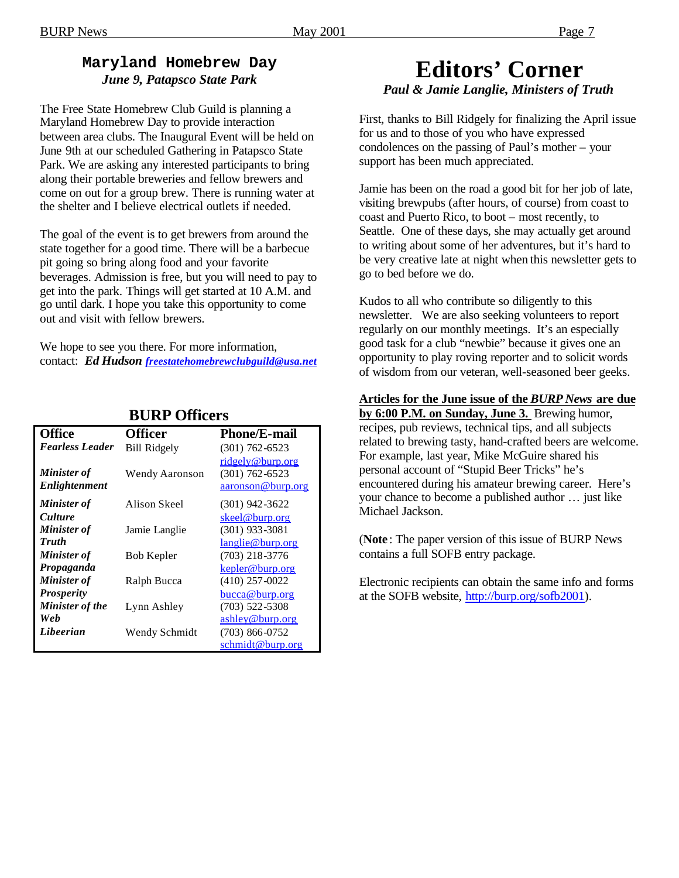## Maryland Homebrew Day

***June 9, Patapsco State Park***

The Free State Homebrew Club Guild is planning a Maryland Homebrew Day to provide interaction between area clubs. The Inaugural Event will be held on June 9th at our scheduled Gathering in Patapsco State Park. We are asking any interested participants to bring along their portable breweries and fellow brewers and come on out for a group brew. There is running water at the shelter and I believe electrical outlets if needed.

The goal of the event is to get brewers from around the state together for a good time. There will be a barbecue pit going so bring along food and your favorite beverages. Admission is free, but you will need to pay to get into the park. Things will get started at 10 A.M. and go until dark. I hope you take this opportunity to come out and visit with fellow brewers.

We hope to see you there. For more information, contact: ***Ed Hudson*** ***freestatehomebrewclubguild@usa.net***

## BURP Officers

| Office | Officer | Phone/E-mail |
|---|---|---|
| ***Fearless Leader*** | Bill Ridgely | (301) 762-6523 ridgely@burp.org |
| ***Minister of Enlightenment*** | Wendy Aaronson | (301) 762-6523 aaronson@burp.org |
| ***Minister of Culture*** | Alison Skeel | (301) 942-3622 skeel@burp.org |
| ***Minister of Truth*** | Jamie Langlie | (301) 933-3081 langlie@burp.org |
| ***Minister of Propaganda*** | Bob Kepler | (703) 218-3776 kepler@burp.org |
| ***Minister of Prosperity*** | Ralph Bucca | (410) 257-0022 bucca@burp.org |
| ***Minister of the Web*** | Lynn Ashley | (703) 522-5308 ashley@burp.org |
| ***Libeerian*** | Wendy Schmidt | (703) 866-0752 schmidt@burp.org |

# Editors' Corner

***Paul & Jamie Langlie, Ministers of Truth***

First, thanks to Bill Ridgely for finalizing the April issue for us and to those of you who have expressed condolences on the passing of Paul's mother – your support has been much appreciated.

Jamie has been on the road a good bit for her job of late, visiting brewpubs (after hours, of course) from coast to coast and Puerto Rico, to boot – most recently, to Seattle. One of these days, she may actually get around to writing about some of her adventures, but it's hard to be very creative late at night when this newsletter gets to go to bed before we do.

Kudos to all who contribute so diligently to this newsletter. We are also seeking volunteers to report regularly on our monthly meetings. It's an especially good task for a club "newbie" because it gives one an opportunity to play roving reporter and to solicit words of wisdom from our veteran, well-seasoned beer geeks.

**Articles for the June issue of the *BURP News* are due by 6:00 P.M. on Sunday, June 3.** Brewing humor, recipes, pub reviews, technical tips, and all subjects related to brewing tasty, hand-crafted beers are welcome. For example, last year, Mike McGuire shared his personal account of "Stupid Beer Tricks" he's encountered during his amateur brewing career. Here's your chance to become a published author … just like Michael Jackson.

(**Note**: The paper version of this issue of BURP News contains a full SOFB entry package.

Electronic recipients can obtain the same info and forms at the SOFB website, http://burp.org/sofb2001).